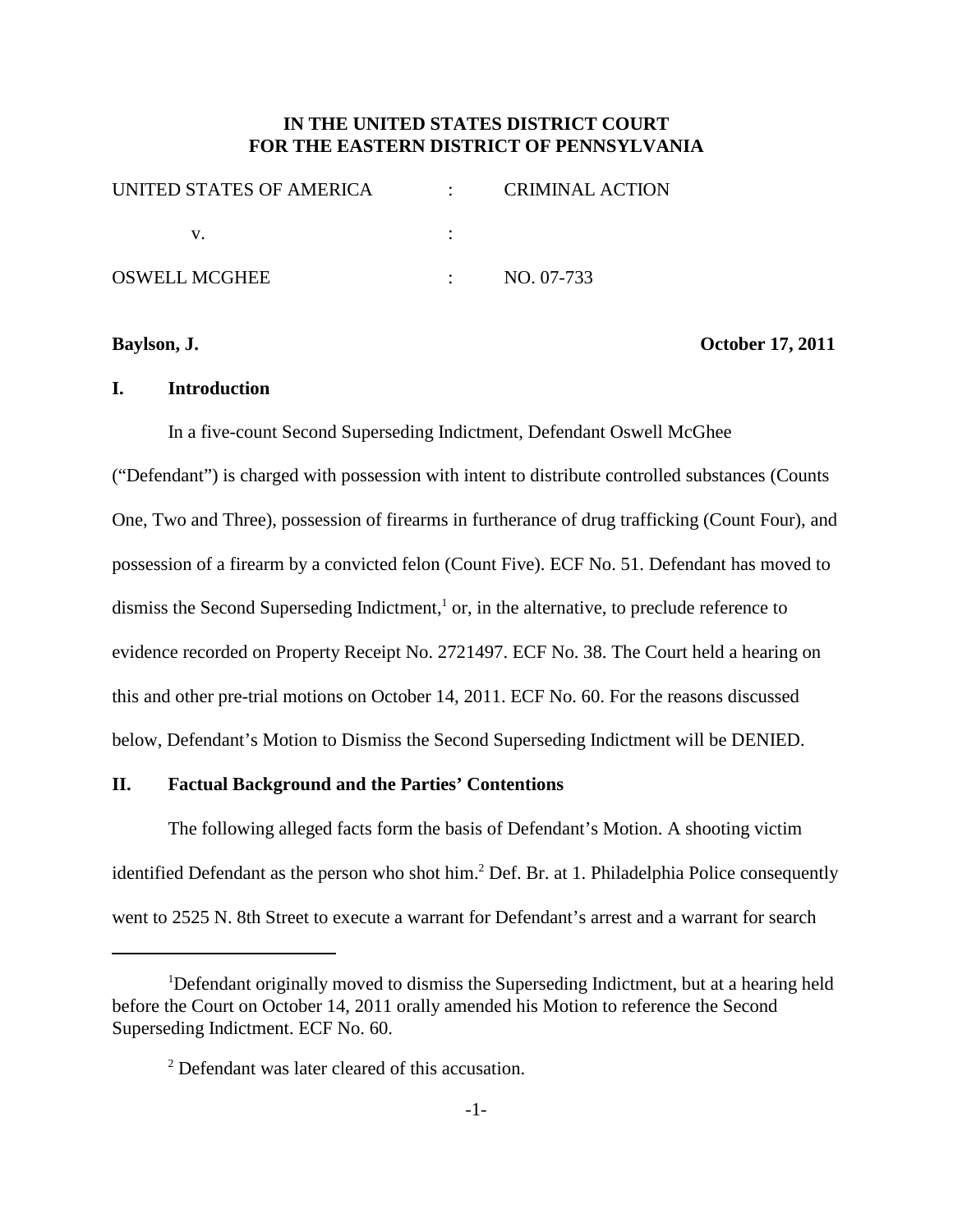**IN THE UNITED STATES DISTRICT COURT**
**FOR THE EASTERN DISTRICT OF PENNSYLVANIA**

| | | |
|---|---|---|
| UNITED STATES OF AMERICA | : | CRIMINAL ACTION |
| v. | : | |
| OSWELL MCGHEE | : | NO. 07-733 |

**Baylson, J.** **October 17, 2011**

## I. Introduction

In a five-count Second Superseding Indictment, Defendant Oswell McGhee ("Defendant") is charged with possession with intent to distribute controlled substances (Counts One, Two and Three), possession of firearms in furtherance of drug trafficking (Count Four), and possession of a firearm by a convicted felon (Count Five). ECF No. 51. Defendant has moved to dismiss the Second Superseding Indictment,[1] or, in the alternative, to preclude reference to evidence recorded on Property Receipt No. 2721497. ECF No. 38. The Court held a hearing on this and other pre-trial motions on October 14, 2011. ECF No. 60. For the reasons discussed below, Defendant's Motion to Dismiss the Second Superseding Indictment will be DENIED.

## II. Factual Background and the Parties' Contentions

The following alleged facts form the basis of Defendant's Motion. A shooting victim identified Defendant as the person who shot him.[2] Def. Br. at 1. Philadelphia Police consequently went to 2525 N. 8th Street to execute a warrant for Defendant's arrest and a warrant for search

---

[1] Defendant originally moved to dismiss the Superseding Indictment, but at a hearing held before the Court on October 14, 2011 orally amended his Motion to reference the Second Superseding Indictment. ECF No. 60.

[2] Defendant was later cleared of this accusation.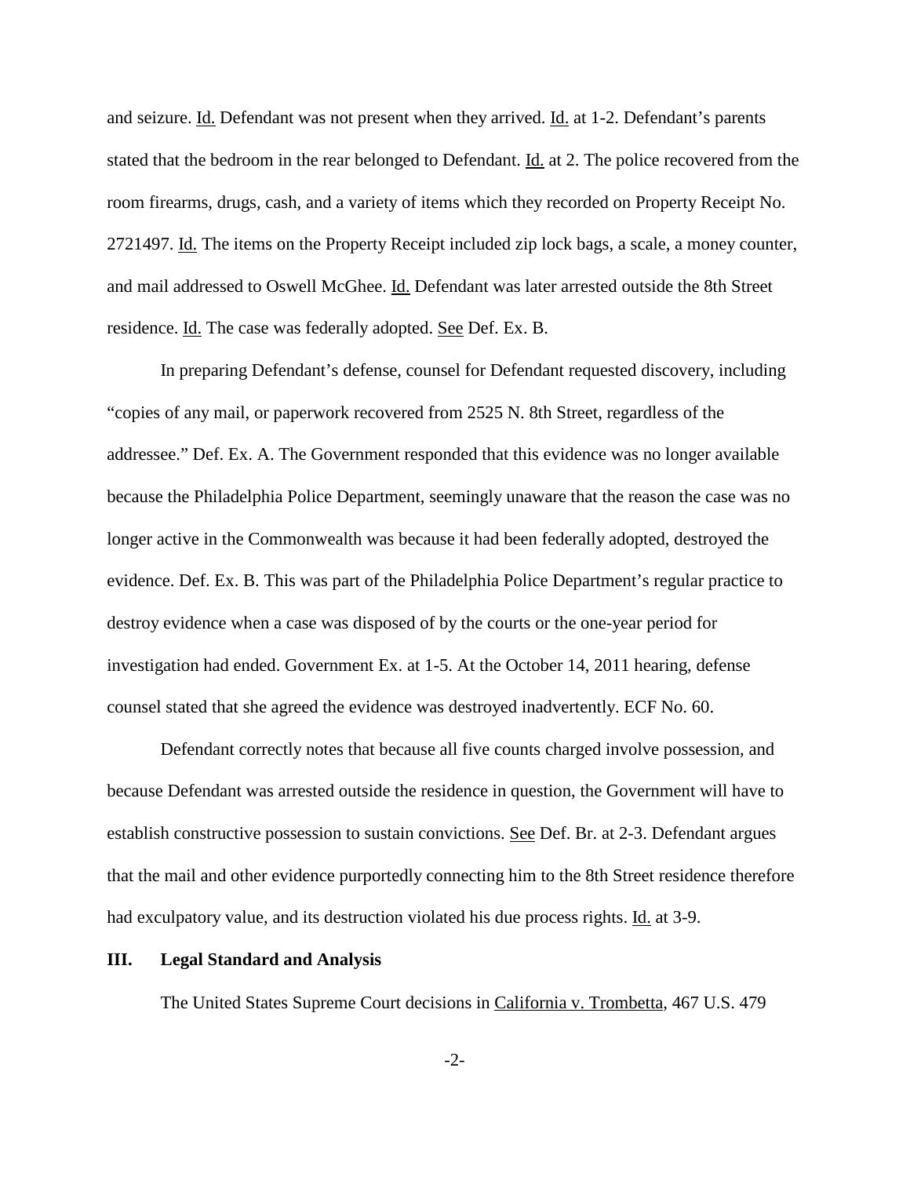and seizure. Id. Defendant was not present when they arrived. Id. at 1-2. Defendant's parents stated that the bedroom in the rear belonged to Defendant. Id. at 2. The police recovered from the room firearms, drugs, cash, and a variety of items which they recorded on Property Receipt No. 2721497. Id. The items on the Property Receipt included zip lock bags, a scale, a money counter, and mail addressed to Oswell McGhee. Id. Defendant was later arrested outside the 8th Street residence. Id. The case was federally adopted. See Def. Ex. B.

In preparing Defendant's defense, counsel for Defendant requested discovery, including "copies of any mail, or paperwork recovered from 2525 N. 8th Street, regardless of the addressee." Def. Ex. A. The Government responded that this evidence was no longer available because the Philadelphia Police Department, seemingly unaware that the reason the case was no longer active in the Commonwealth was because it had been federally adopted, destroyed the evidence. Def. Ex. B. This was part of the Philadelphia Police Department's regular practice to destroy evidence when a case was disposed of by the courts or the one-year period for investigation had ended. Government Ex. at 1-5. At the October 14, 2011 hearing, defense counsel stated that she agreed the evidence was destroyed inadvertently. ECF No. 60.

Defendant correctly notes that because all five counts charged involve possession, and because Defendant was arrested outside the residence in question, the Government will have to establish constructive possession to sustain convictions. See Def. Br. at 2-3. Defendant argues that the mail and other evidence purportedly connecting him to the 8th Street residence therefore had exculpatory value, and its destruction violated his due process rights. Id. at 3-9.

## III. Legal Standard and Analysis

The United States Supreme Court decisions in California v. Trombetta, 467 U.S. 479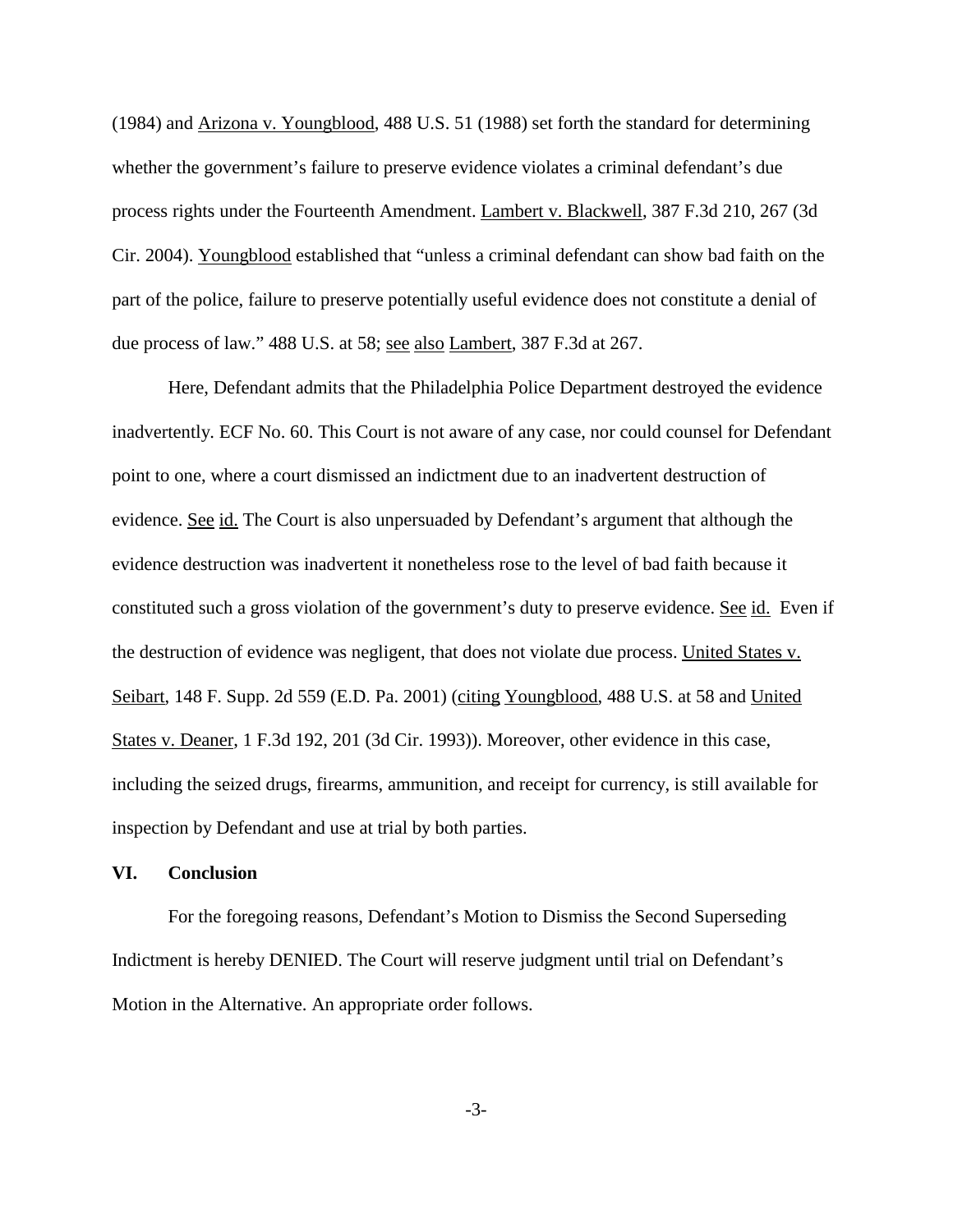(1984) and Arizona v. Youngblood, 488 U.S. 51 (1988) set forth the standard for determining whether the government's failure to preserve evidence violates a criminal defendant's due process rights under the Fourteenth Amendment. Lambert v. Blackwell, 387 F.3d 210, 267 (3d Cir. 2004). Youngblood established that "unless a criminal defendant can show bad faith on the part of the police, failure to preserve potentially useful evidence does not constitute a denial of due process of law." 488 U.S. at 58; see also Lambert, 387 F.3d at 267.

Here, Defendant admits that the Philadelphia Police Department destroyed the evidence inadvertently. ECF No. 60. This Court is not aware of any case, nor could counsel for Defendant point to one, where a court dismissed an indictment due to an inadvertent destruction of evidence. See id. The Court is also unpersuaded by Defendant's argument that although the evidence destruction was inadvertent it nonetheless rose to the level of bad faith because it constituted such a gross violation of the government's duty to preserve evidence. See id. Even if the destruction of evidence was negligent, that does not violate due process. United States v. Seibart, 148 F. Supp. 2d 559 (E.D. Pa. 2001) (citing Youngblood, 488 U.S. at 58 and United States v. Deaner, 1 F.3d 192, 201 (3d Cir. 1993)). Moreover, other evidence in this case, including the seized drugs, firearms, ammunition, and receipt for currency, is still available for inspection by Defendant and use at trial by both parties.

## VI. Conclusion

For the foregoing reasons, Defendant's Motion to Dismiss the Second Superseding Indictment is hereby DENIED. The Court will reserve judgment until trial on Defendant's Motion in the Alternative. An appropriate order follows.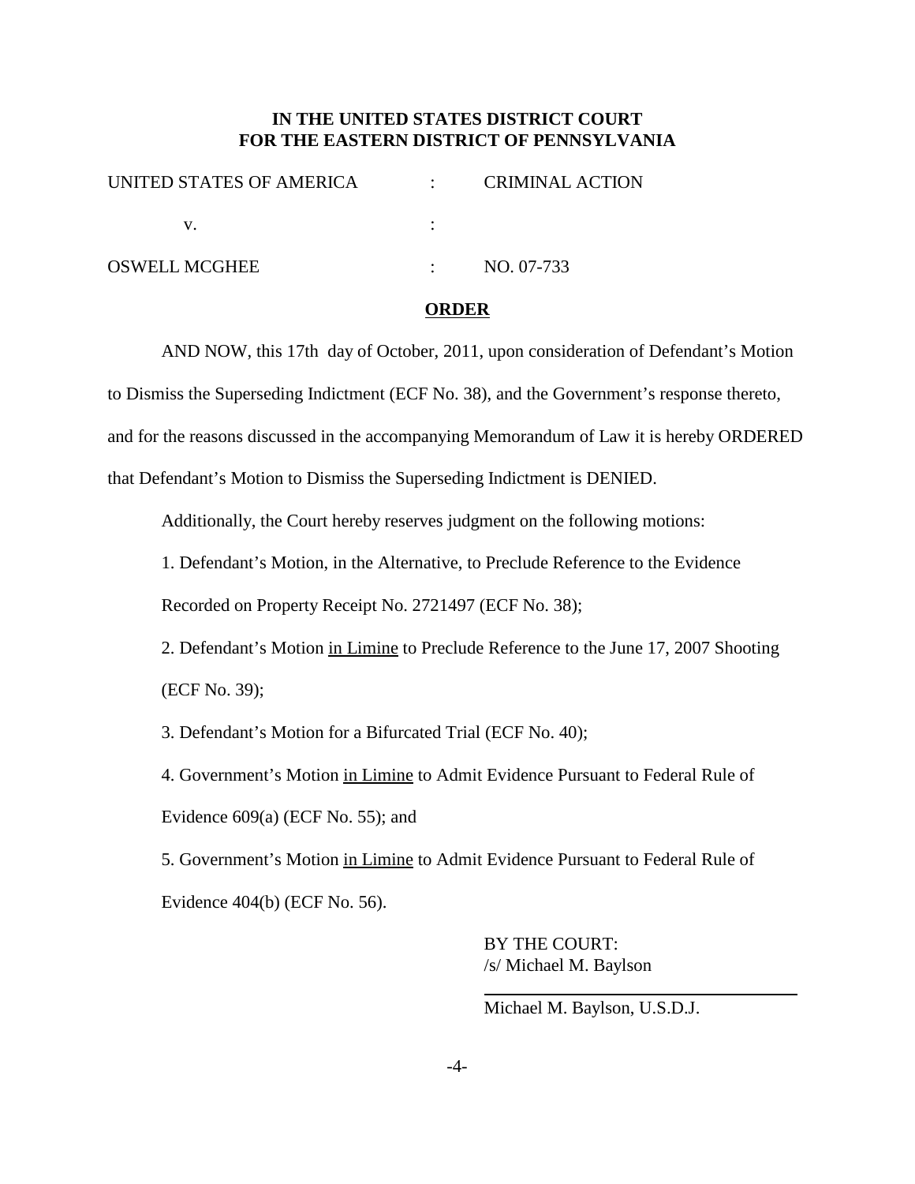**IN THE UNITED STATES DISTRICT COURT**
**FOR THE EASTERN DISTRICT OF PENNSYLVANIA**

| | | |
|---|---|---|
| UNITED STATES OF AMERICA | : | CRIMINAL ACTION |
| v. | : | |
| OSWELL MCGHEE | : | NO. 07-733 |

**ORDER**

AND NOW, this 17th day of October, 2011, upon consideration of Defendant's Motion to Dismiss the Superseding Indictment (ECF No. 38), and the Government's response thereto, and for the reasons discussed in the accompanying Memorandum of Law it is hereby ORDERED that Defendant's Motion to Dismiss the Superseding Indictment is DENIED.

Additionally, the Court hereby reserves judgment on the following motions:

1. Defendant's Motion, in the Alternative, to Preclude Reference to the Evidence Recorded on Property Receipt No. 2721497 (ECF No. 38);

2. Defendant's Motion in Limine to Preclude Reference to the June 17, 2007 Shooting (ECF No. 39);

3. Defendant's Motion for a Bifurcated Trial (ECF No. 40);

4. Government's Motion in Limine to Admit Evidence Pursuant to Federal Rule of Evidence 609(a) (ECF No. 55); and

5. Government's Motion in Limine to Admit Evidence Pursuant to Federal Rule of Evidence 404(b) (ECF No. 56).

BY THE COURT:
/s/ Michael M. Baylson

Michael M. Baylson, U.S.D.J.